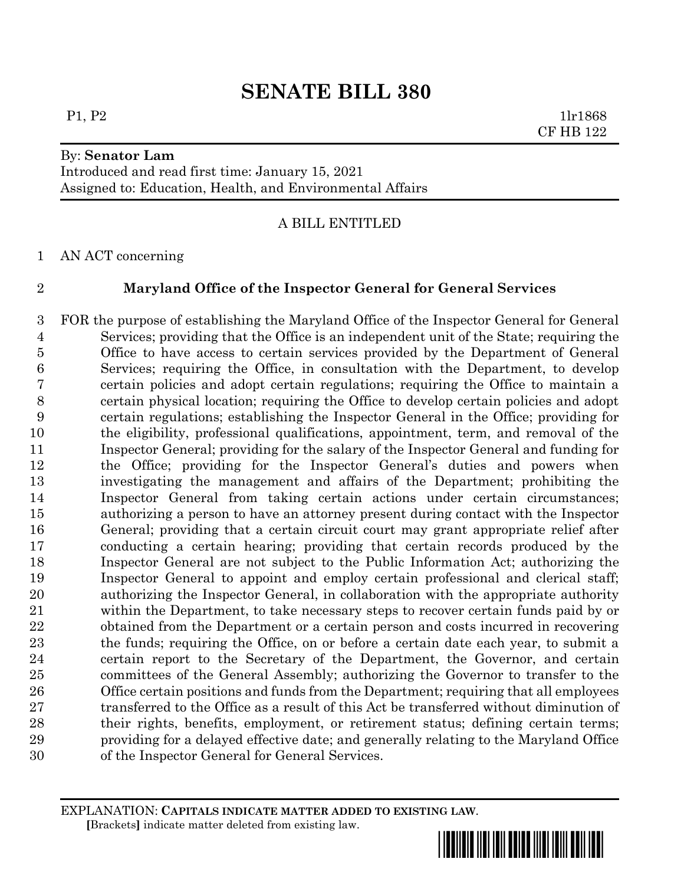# SENATE BILL 380

P1, P2 1lr1868
CF HB 122

By: **Senator Lam**
Introduced and read first time: January 15, 2021
Assigned to: Education, Health, and Environmental Affairs

A BILL ENTITLED

AN ACT concerning

**Maryland Office of the Inspector General for General Services**

FOR the purpose of establishing the Maryland Office of the Inspector General for General Services; providing that the Office is an independent unit of the State; requiring the Office to have access to certain services provided by the Department of General Services; requiring the Office, in consultation with the Department, to develop certain policies and adopt certain regulations; requiring the Office to maintain a certain physical location; requiring the Office to develop certain policies and adopt certain regulations; establishing the Inspector General in the Office; providing for the eligibility, professional qualifications, appointment, term, and removal of the Inspector General; providing for the salary of the Inspector General and funding for the Office; providing for the Inspector General's duties and powers when investigating the management and affairs of the Department; prohibiting the Inspector General from taking certain actions under certain circumstances; authorizing a person to have an attorney present during contact with the Inspector General; providing that a certain circuit court may grant appropriate relief after conducting a certain hearing; providing that certain records produced by the Inspector General are not subject to the Public Information Act; authorizing the Inspector General to appoint and employ certain professional and clerical staff; authorizing the Inspector General, in collaboration with the appropriate authority within the Department, to take necessary steps to recover certain funds paid by or obtained from the Department or a certain person and costs incurred in recovering the funds; requiring the Office, on or before a certain date each year, to submit a certain report to the Secretary of the Department, the Governor, and certain committees of the General Assembly; authorizing the Governor to transfer to the Office certain positions and funds from the Department; requiring that all employees transferred to the Office as a result of this Act be transferred without diminution of their rights, benefits, employment, or retirement status; defining certain terms; providing for a delayed effective date; and generally relating to the Maryland Office of the Inspector General for General Services.

EXPLANATION: **CAPITALS INDICATE MATTER ADDED TO EXISTING LAW.**
**[**Brackets**]** indicate matter deleted from existing law.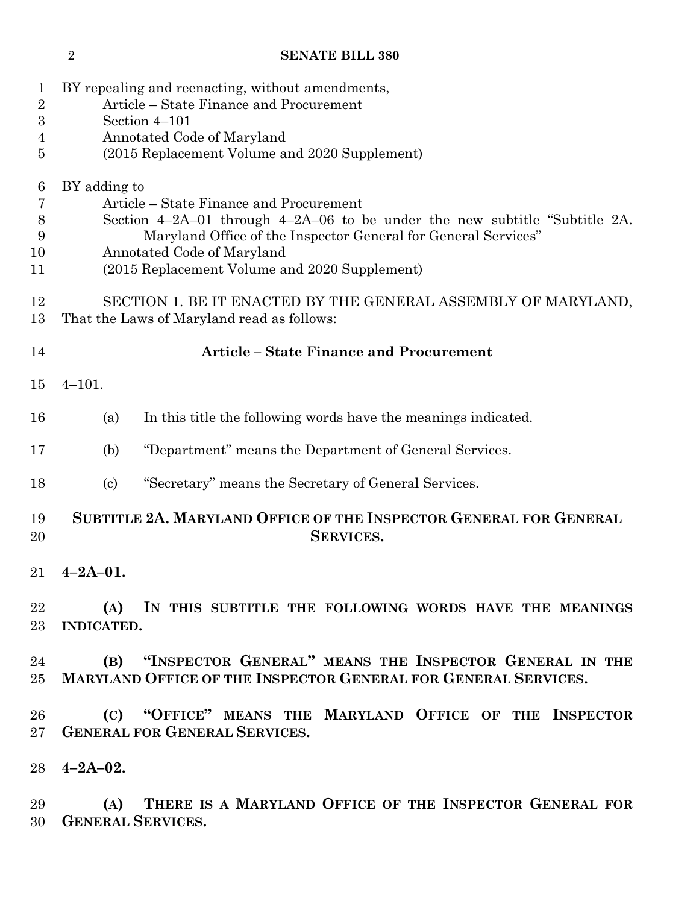BY repealing and reenacting, without amendments,
Article – State Finance and Procurement
Section 4–101
Annotated Code of Maryland
(2015 Replacement Volume and 2020 Supplement)

BY adding to
Article – State Finance and Procurement
Section 4–2A–01 through 4–2A–06 to be under the new subtitle "Subtitle 2A. Maryland Office of the Inspector General for General Services"
Annotated Code of Maryland
(2015 Replacement Volume and 2020 Supplement)

SECTION 1. BE IT ENACTED BY THE GENERAL ASSEMBLY OF MARYLAND, That the Laws of Maryland read as follows:

**Article – State Finance and Procurement**

4–101.

(a) In this title the following words have the meanings indicated.

(b) "Department" means the Department of General Services.

(c) "Secretary" means the Secretary of General Services.

**SUBTITLE 2A. MARYLAND OFFICE OF THE INSPECTOR GENERAL FOR GENERAL SERVICES.**

**4–2A–01.**

**(A) IN THIS SUBTITLE THE FOLLOWING WORDS HAVE THE MEANINGS INDICATED.**

**(B) "INSPECTOR GENERAL" MEANS THE INSPECTOR GENERAL IN THE MARYLAND OFFICE OF THE INSPECTOR GENERAL FOR GENERAL SERVICES.**

**(C) "OFFICE" MEANS THE MARYLAND OFFICE OF THE INSPECTOR GENERAL FOR GENERAL SERVICES.**

**4–2A–02.**

**(A) THERE IS A MARYLAND OFFICE OF THE INSPECTOR GENERAL FOR GENERAL SERVICES.**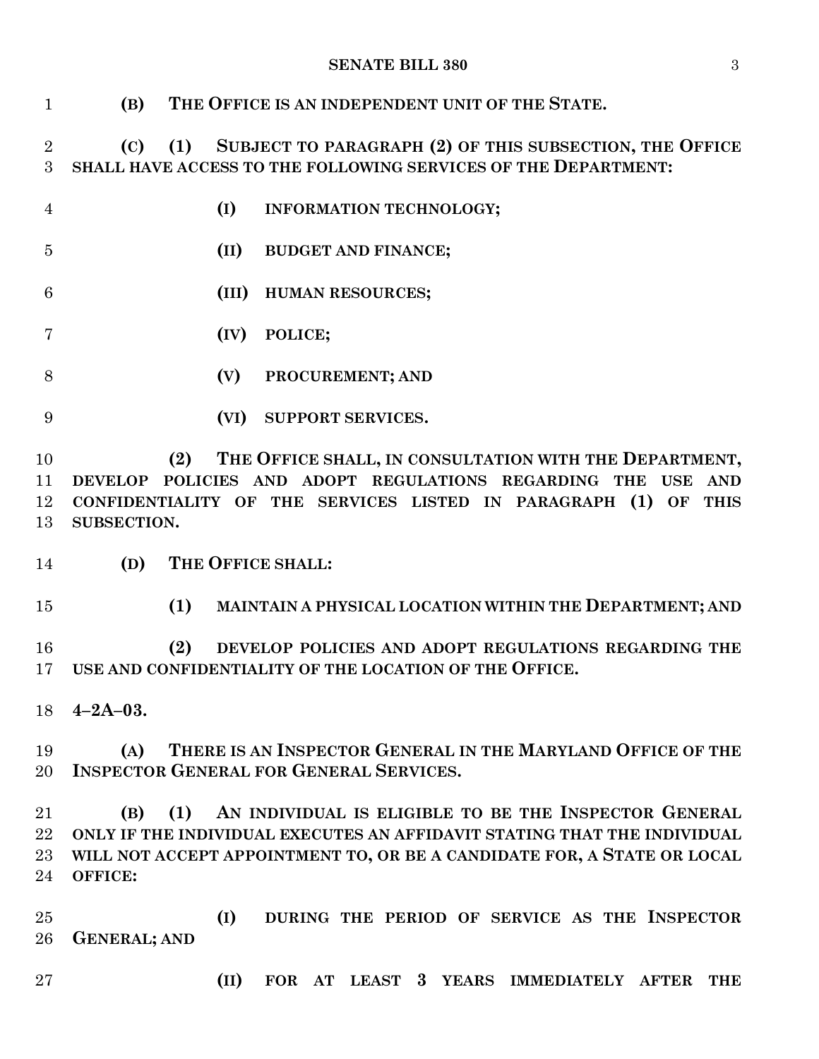**(B) THE OFFICE IS AN INDEPENDENT UNIT OF THE STATE.**

**(C) (1) SUBJECT TO PARAGRAPH (2) OF THIS SUBSECTION, THE OFFICE SHALL HAVE ACCESS TO THE FOLLOWING SERVICES OF THE DEPARTMENT:**

**(I) INFORMATION TECHNOLOGY;**

**(II) BUDGET AND FINANCE;**

**(III) HUMAN RESOURCES;**

**(IV) POLICE;**

**(V) PROCUREMENT; AND**

**(VI) SUPPORT SERVICES.**

**(2) THE OFFICE SHALL, IN CONSULTATION WITH THE DEPARTMENT, DEVELOP POLICIES AND ADOPT REGULATIONS REGARDING THE USE AND CONFIDENTIALITY OF THE SERVICES LISTED IN PARAGRAPH (1) OF THIS SUBSECTION.**

**(D) THE OFFICE SHALL:**

**(1) MAINTAIN A PHYSICAL LOCATION WITHIN THE DEPARTMENT; AND**

**(2) DEVELOP POLICIES AND ADOPT REGULATIONS REGARDING THE USE AND CONFIDENTIALITY OF THE LOCATION OF THE OFFICE.**

**4–2A–03.**

**(A) THERE IS AN INSPECTOR GENERAL IN THE MARYLAND OFFICE OF THE INSPECTOR GENERAL FOR GENERAL SERVICES.**

**(B) (1) AN INDIVIDUAL IS ELIGIBLE TO BE THE INSPECTOR GENERAL ONLY IF THE INDIVIDUAL EXECUTES AN AFFIDAVIT STATING THAT THE INDIVIDUAL WILL NOT ACCEPT APPOINTMENT TO, OR BE A CANDIDATE FOR, A STATE OR LOCAL OFFICE:**

**(I) DURING THE PERIOD OF SERVICE AS THE INSPECTOR GENERAL; AND**

**(II) FOR AT LEAST 3 YEARS IMMEDIATELY AFTER THE**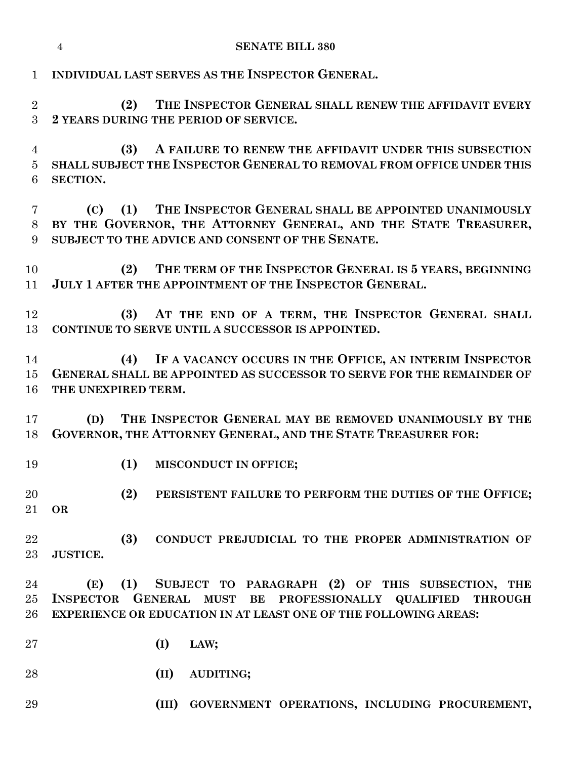**INDIVIDUAL LAST SERVES AS THE INSPECTOR GENERAL.**

**(2) THE INSPECTOR GENERAL SHALL RENEW THE AFFIDAVIT EVERY 2 YEARS DURING THE PERIOD OF SERVICE.**

**(3) A FAILURE TO RENEW THE AFFIDAVIT UNDER THIS SUBSECTION SHALL SUBJECT THE INSPECTOR GENERAL TO REMOVAL FROM OFFICE UNDER THIS SECTION.**

**(C) (1) THE INSPECTOR GENERAL SHALL BE APPOINTED UNANIMOUSLY BY THE GOVERNOR, THE ATTORNEY GENERAL, AND THE STATE TREASURER, SUBJECT TO THE ADVICE AND CONSENT OF THE SENATE.**

**(2) THE TERM OF THE INSPECTOR GENERAL IS 5 YEARS, BEGINNING JULY 1 AFTER THE APPOINTMENT OF THE INSPECTOR GENERAL.**

**(3) AT THE END OF A TERM, THE INSPECTOR GENERAL SHALL CONTINUE TO SERVE UNTIL A SUCCESSOR IS APPOINTED.**

**(4) IF A VACANCY OCCURS IN THE OFFICE, AN INTERIM INSPECTOR GENERAL SHALL BE APPOINTED AS SUCCESSOR TO SERVE FOR THE REMAINDER OF THE UNEXPIRED TERM.**

**(D) THE INSPECTOR GENERAL MAY BE REMOVED UNANIMOUSLY BY THE GOVERNOR, THE ATTORNEY GENERAL, AND THE STATE TREASURER FOR:**

**(1) MISCONDUCT IN OFFICE;**

**(2) PERSISTENT FAILURE TO PERFORM THE DUTIES OF THE OFFICE; OR**

**(3) CONDUCT PREJUDICIAL TO THE PROPER ADMINISTRATION OF JUSTICE.**

**(E) (1) SUBJECT TO PARAGRAPH (2) OF THIS SUBSECTION, THE INSPECTOR GENERAL MUST BE PROFESSIONALLY QUALIFIED THROUGH EXPERIENCE OR EDUCATION IN AT LEAST ONE OF THE FOLLOWING AREAS:**

**(I) LAW;**

**(II) AUDITING;**

**(III) GOVERNMENT OPERATIONS, INCLUDING PROCUREMENT,**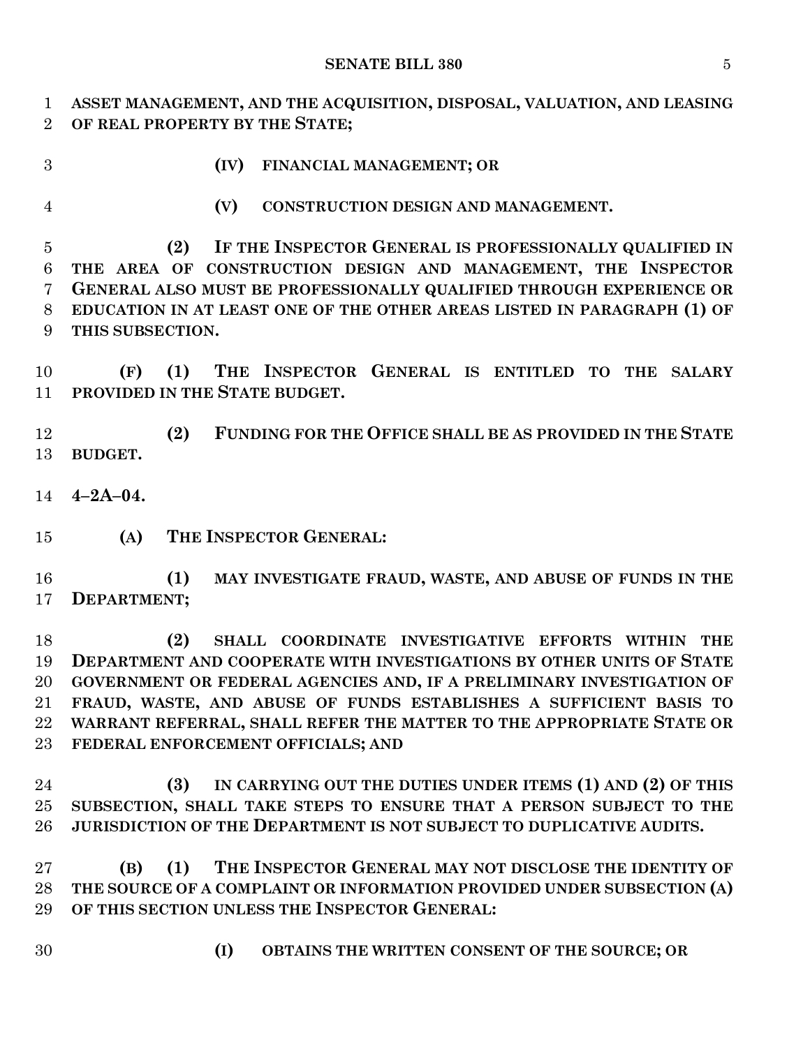**ASSET MANAGEMENT, AND THE ACQUISITION, DISPOSAL, VALUATION, AND LEASING OF REAL PROPERTY BY THE STATE;**

**(IV) FINANCIAL MANAGEMENT; OR**

**(V) CONSTRUCTION DESIGN AND MANAGEMENT.**

**(2) IF THE INSPECTOR GENERAL IS PROFESSIONALLY QUALIFIED IN THE AREA OF CONSTRUCTION DESIGN AND MANAGEMENT, THE INSPECTOR GENERAL ALSO MUST BE PROFESSIONALLY QUALIFIED THROUGH EXPERIENCE OR EDUCATION IN AT LEAST ONE OF THE OTHER AREAS LISTED IN PARAGRAPH (1) OF THIS SUBSECTION.**

**(F) (1) THE INSPECTOR GENERAL IS ENTITLED TO THE SALARY PROVIDED IN THE STATE BUDGET.**

**(2) FUNDING FOR THE OFFICE SHALL BE AS PROVIDED IN THE STATE BUDGET.**

**4–2A–04.**

**(A) THE INSPECTOR GENERAL:**

**(1) MAY INVESTIGATE FRAUD, WASTE, AND ABUSE OF FUNDS IN THE DEPARTMENT;**

**(2) SHALL COORDINATE INVESTIGATIVE EFFORTS WITHIN THE DEPARTMENT AND COOPERATE WITH INVESTIGATIONS BY OTHER UNITS OF STATE GOVERNMENT OR FEDERAL AGENCIES AND, IF A PRELIMINARY INVESTIGATION OF FRAUD, WASTE, AND ABUSE OF FUNDS ESTABLISHES A SUFFICIENT BASIS TO WARRANT REFERRAL, SHALL REFER THE MATTER TO THE APPROPRIATE STATE OR FEDERAL ENFORCEMENT OFFICIALS; AND**

**(3) IN CARRYING OUT THE DUTIES UNDER ITEMS (1) AND (2) OF THIS SUBSECTION, SHALL TAKE STEPS TO ENSURE THAT A PERSON SUBJECT TO THE JURISDICTION OF THE DEPARTMENT IS NOT SUBJECT TO DUPLICATIVE AUDITS.**

**(B) (1) THE INSPECTOR GENERAL MAY NOT DISCLOSE THE IDENTITY OF THE SOURCE OF A COMPLAINT OR INFORMATION PROVIDED UNDER SUBSECTION (A) OF THIS SECTION UNLESS THE INSPECTOR GENERAL:**

**(I) OBTAINS THE WRITTEN CONSENT OF THE SOURCE; OR**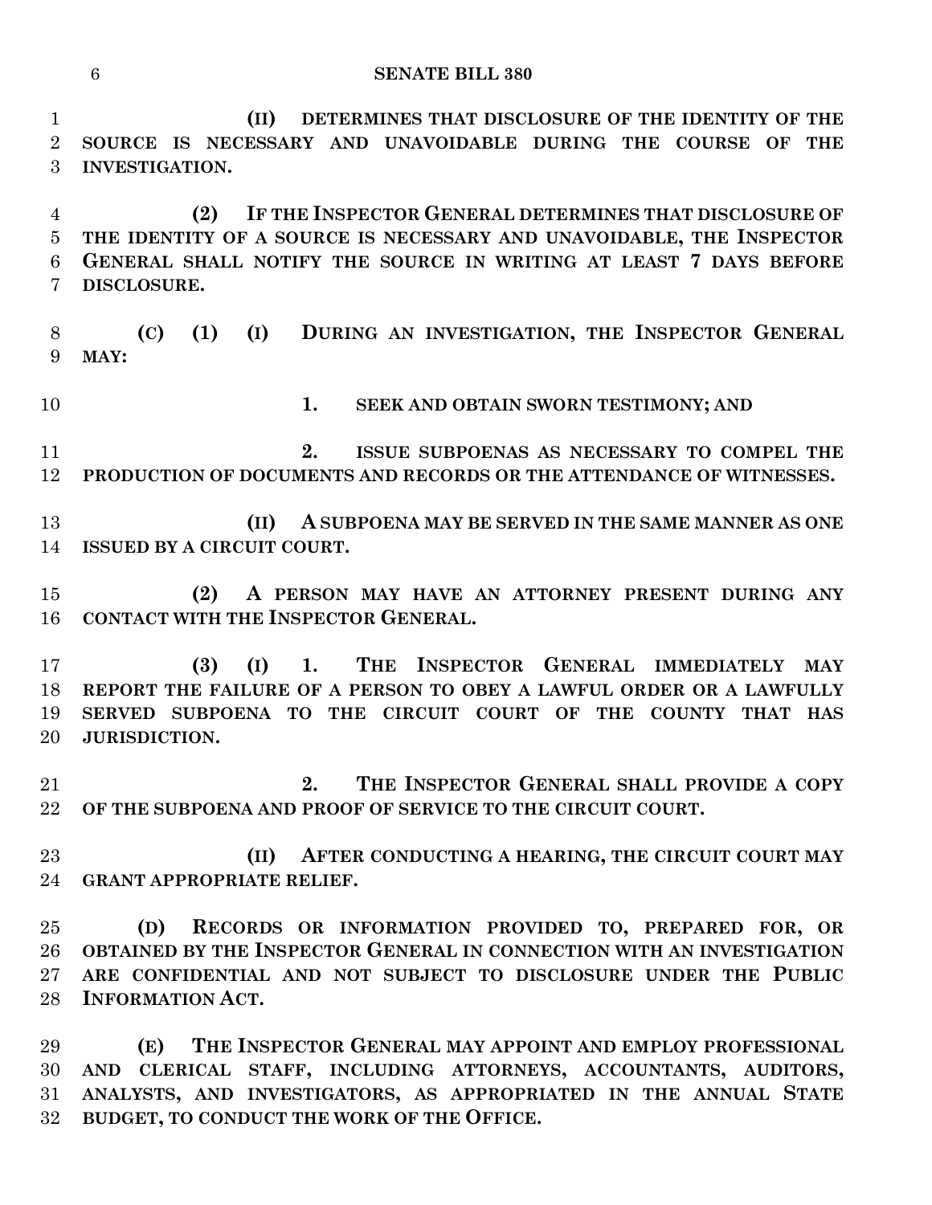**(II) DETERMINES THAT DISCLOSURE OF THE IDENTITY OF THE SOURCE IS NECESSARY AND UNAVOIDABLE DURING THE COURSE OF THE INVESTIGATION.**

**(2) IF THE INSPECTOR GENERAL DETERMINES THAT DISCLOSURE OF THE IDENTITY OF A SOURCE IS NECESSARY AND UNAVOIDABLE, THE INSPECTOR GENERAL SHALL NOTIFY THE SOURCE IN WRITING AT LEAST 7 DAYS BEFORE DISCLOSURE.**

**(C) (1) (I) DURING AN INVESTIGATION, THE INSPECTOR GENERAL MAY:**

**1. SEEK AND OBTAIN SWORN TESTIMONY; AND**

**2. ISSUE SUBPOENAS AS NECESSARY TO COMPEL THE PRODUCTION OF DOCUMENTS AND RECORDS OR THE ATTENDANCE OF WITNESSES.**

**(II) A SUBPOENA MAY BE SERVED IN THE SAME MANNER AS ONE ISSUED BY A CIRCUIT COURT.**

**(2) A PERSON MAY HAVE AN ATTORNEY PRESENT DURING ANY CONTACT WITH THE INSPECTOR GENERAL.**

**(3) (I) 1. THE INSPECTOR GENERAL IMMEDIATELY MAY REPORT THE FAILURE OF A PERSON TO OBEY A LAWFUL ORDER OR A LAWFULLY SERVED SUBPOENA TO THE CIRCUIT COURT OF THE COUNTY THAT HAS JURISDICTION.**

**2. THE INSPECTOR GENERAL SHALL PROVIDE A COPY OF THE SUBPOENA AND PROOF OF SERVICE TO THE CIRCUIT COURT.**

**(II) AFTER CONDUCTING A HEARING, THE CIRCUIT COURT MAY GRANT APPROPRIATE RELIEF.**

**(D) RECORDS OR INFORMATION PROVIDED TO, PREPARED FOR, OR OBTAINED BY THE INSPECTOR GENERAL IN CONNECTION WITH AN INVESTIGATION ARE CONFIDENTIAL AND NOT SUBJECT TO DISCLOSURE UNDER THE PUBLIC INFORMATION ACT.**

**(E) THE INSPECTOR GENERAL MAY APPOINT AND EMPLOY PROFESSIONAL AND CLERICAL STAFF, INCLUDING ATTORNEYS, ACCOUNTANTS, AUDITORS, ANALYSTS, AND INVESTIGATORS, AS APPROPRIATED IN THE ANNUAL STATE BUDGET, TO CONDUCT THE WORK OF THE OFFICE.**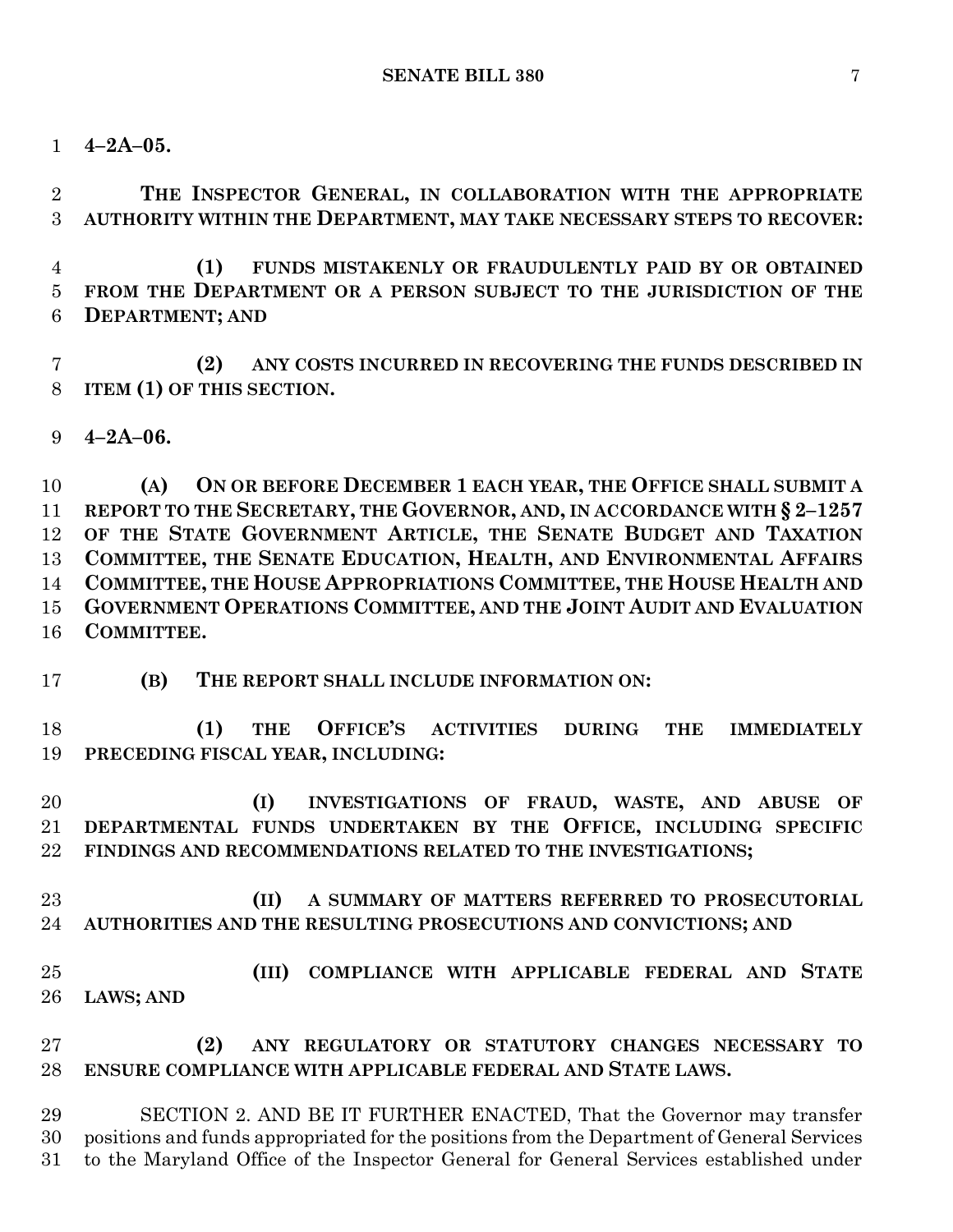**4–2A–05.**

**THE INSPECTOR GENERAL, IN COLLABORATION WITH THE APPROPRIATE AUTHORITY WITHIN THE DEPARTMENT, MAY TAKE NECESSARY STEPS TO RECOVER:**

**(1) FUNDS MISTAKENLY OR FRAUDULENTLY PAID BY OR OBTAINED FROM THE DEPARTMENT OR A PERSON SUBJECT TO THE JURISDICTION OF THE DEPARTMENT; AND**

**(2) ANY COSTS INCURRED IN RECOVERING THE FUNDS DESCRIBED IN ITEM (1) OF THIS SECTION.**

**4–2A–06.**

**(A) ON OR BEFORE DECEMBER 1 EACH YEAR, THE OFFICE SHALL SUBMIT A REPORT TO THE SECRETARY, THE GOVERNOR, AND, IN ACCORDANCE WITH § 2–1257 OF THE STATE GOVERNMENT ARTICLE, THE SENATE BUDGET AND TAXATION COMMITTEE, THE SENATE EDUCATION, HEALTH, AND ENVIRONMENTAL AFFAIRS COMMITTEE, THE HOUSE APPROPRIATIONS COMMITTEE, THE HOUSE HEALTH AND GOVERNMENT OPERATIONS COMMITTEE, AND THE JOINT AUDIT AND EVALUATION COMMITTEE.**

**(B) THE REPORT SHALL INCLUDE INFORMATION ON:**

**(1) THE OFFICE'S ACTIVITIES DURING THE IMMEDIATELY PRECEDING FISCAL YEAR, INCLUDING:**

**(I) INVESTIGATIONS OF FRAUD, WASTE, AND ABUSE OF DEPARTMENTAL FUNDS UNDERTAKEN BY THE OFFICE, INCLUDING SPECIFIC FINDINGS AND RECOMMENDATIONS RELATED TO THE INVESTIGATIONS;**

**(II) A SUMMARY OF MATTERS REFERRED TO PROSECUTORIAL AUTHORITIES AND THE RESULTING PROSECUTIONS AND CONVICTIONS; AND**

**(III) COMPLIANCE WITH APPLICABLE FEDERAL AND STATE LAWS; AND**

**(2) ANY REGULATORY OR STATUTORY CHANGES NECESSARY TO ENSURE COMPLIANCE WITH APPLICABLE FEDERAL AND STATE LAWS.**

SECTION 2. AND BE IT FURTHER ENACTED, That the Governor may transfer positions and funds appropriated for the positions from the Department of General Services to the Maryland Office of the Inspector General for General Services established under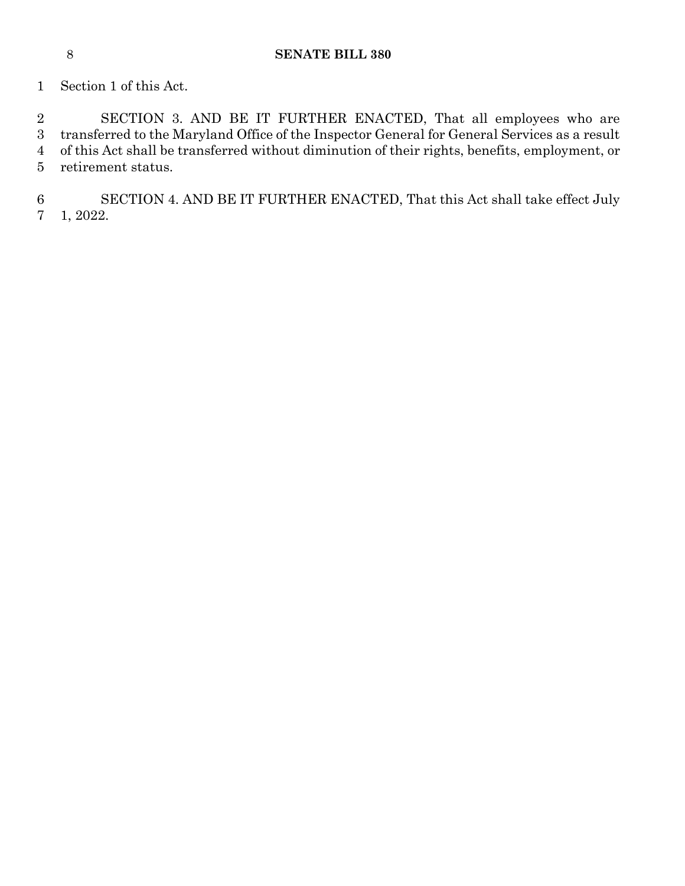Section 1 of this Act.

SECTION 3. AND BE IT FURTHER ENACTED, That all employees who are transferred to the Maryland Office of the Inspector General for General Services as a result of this Act shall be transferred without diminution of their rights, benefits, employment, or retirement status.

SECTION 4. AND BE IT FURTHER ENACTED, That this Act shall take effect July 1, 2022.